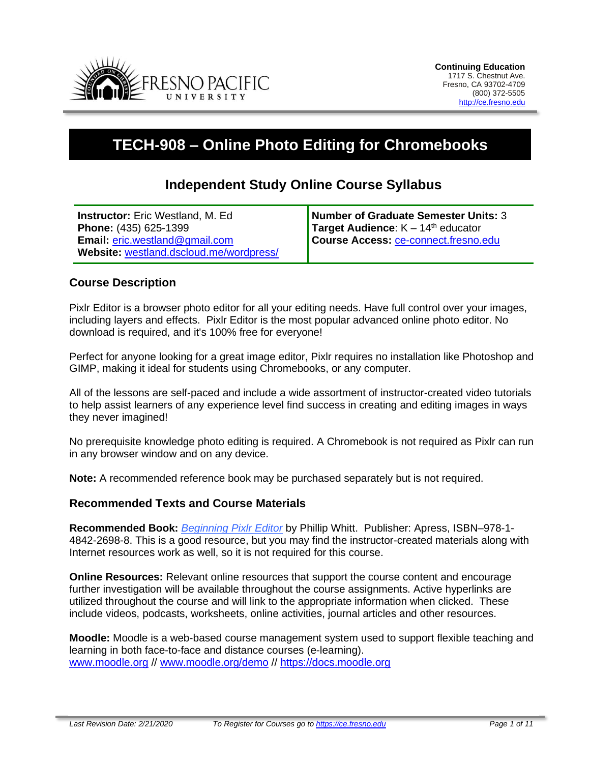Continuing Education
1717 S. Chestnut Ave.
Fresno, CA 93702-4709
(800) 372-5505
[http://ce.fresno.edu](http://ce.fresno.edu)

# TECH-908 – Online Photo Editing for Chromebooks

## Independent Study Online Course Syllabus

| | |
|---|---|
| **Instructor:** Eric Westland, M. Ed<br>**Phone:** (435) 625-1399<br>**Email:** [eric.westland@gmail.com](mailto:eric.westland@gmail.com)<br>**Website:** [westland.dscloud.me/wordpress/](westland.dscloud.me/wordpress/) | **Number of Graduate Semester Units:** 3<br>**Target Audience**: K – 14th educator<br>**Course Access:** [ce-connect.fresno.edu](ce-connect.fresno.edu) |

### Course Description

Pixlr Editor is a browser photo editor for all your editing needs. Have full control over your images, including layers and effects. Pixlr Editor is the most popular advanced online photo editor. No download is required, and it's 100% free for everyone!

Perfect for anyone looking for a great image editor, Pixlr requires no installation like Photoshop and GIMP, making it ideal for students using Chromebooks, or any computer.

All of the lessons are self-paced and include a wide assortment of instructor-created video tutorials to help assist learners of any experience level find success in creating and editing images in ways they never imagined!

No prerequisite knowledge photo editing is required. A Chromebook is not required as Pixlr can run in any browser window and on any device.

**Note:** A recommended reference book may be purchased separately but is not required.

### Recommended Texts and Course Materials

**Recommended Book:** *Beginning Pixlr Editor* by Phillip Whitt. Publisher: Apress, ISBN–978-1-4842-2698-8. This is a good resource, but you may find the instructor-created materials along with Internet resources work as well, so it is not required for this course.

**Online Resources:** Relevant online resources that support the course content and encourage further investigation will be available throughout the course assignments. Active hyperlinks are utilized throughout the course and will link to the appropriate information when clicked. These include videos, podcasts, worksheets, online activities, journal articles and other resources.

**Moodle:** Moodle is a web-based course management system used to support flexible teaching and learning in both face-to-face and distance courses (e-learning).
[www.moodle.org](www.moodle.org) // [www.moodle.org/demo](www.moodle.org/demo) // [https://docs.moodle.org](https://docs.moodle.org)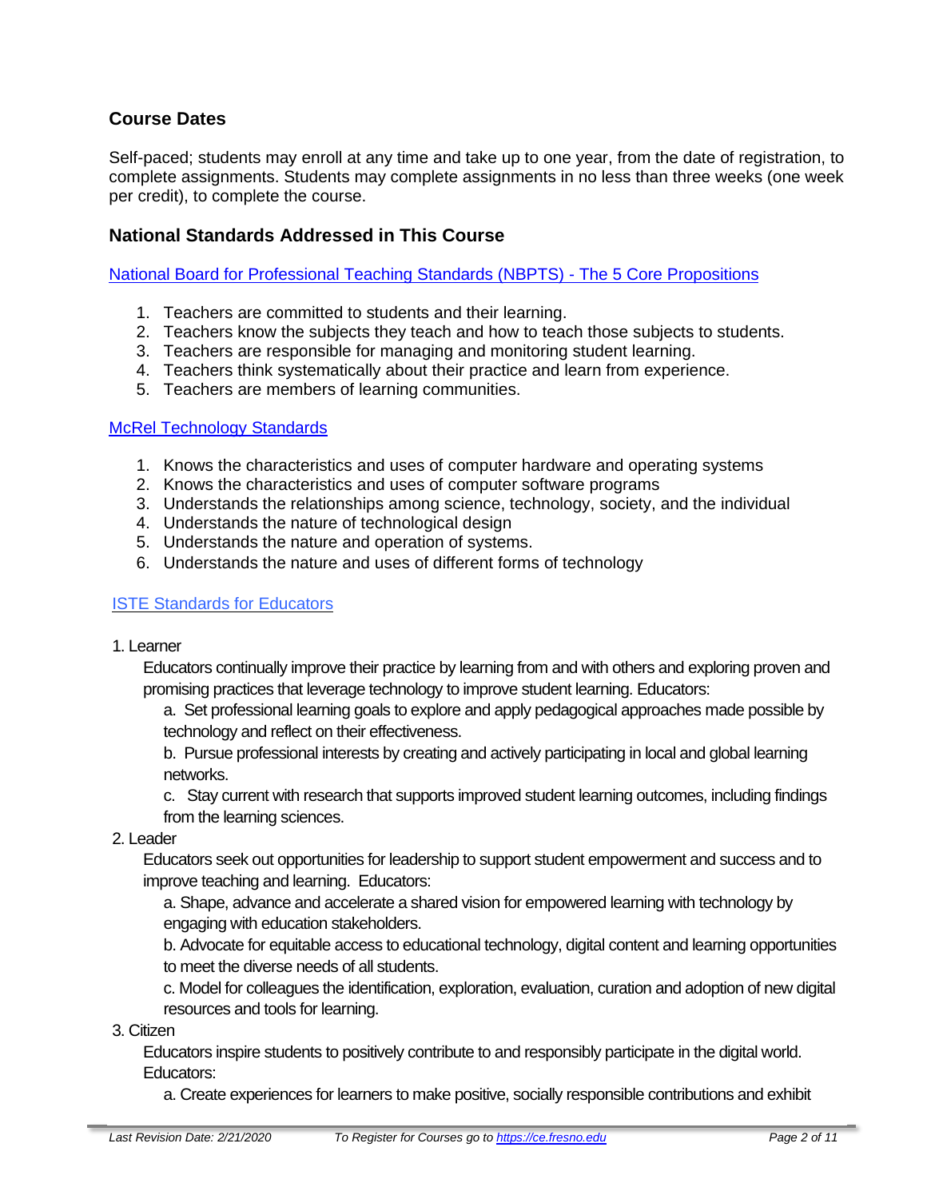### Course Dates

Self-paced; students may enroll at any time and take up to one year, from the date of registration, to complete assignments. Students may complete assignments in no less than three weeks (one week per credit), to complete the course.

### National Standards Addressed in This Course

[National Board for Professional Teaching Standards (NBPTS) - The 5 Core Propositions]

1. Teachers are committed to students and their learning.
2. Teachers know the subjects they teach and how to teach those subjects to students.
3. Teachers are responsible for managing and monitoring student learning.
4. Teachers think systematically about their practice and learn from experience.
5. Teachers are members of learning communities.

[McRel Technology Standards]

1. Knows the characteristics and uses of computer hardware and operating systems
2. Knows the characteristics and uses of computer software programs
3. Understands the relationships among science, technology, society, and the individual
4. Understands the nature of technological design
5. Understands the nature and operation of systems.
6. Understands the nature and uses of different forms of technology

[ISTE Standards for Educators]

1. Learner

   Educators continually improve their practice by learning from and with others and exploring proven and promising practices that leverage technology to improve student learning. Educators:

   a. Set professional learning goals to explore and apply pedagogical approaches made possible by technology and reflect on their effectiveness.

   b. Pursue professional interests by creating and actively participating in local and global learning networks.

   c. Stay current with research that supports improved student learning outcomes, including findings from the learning sciences.

2. Leader

   Educators seek out opportunities for leadership to support student empowerment and success and to improve teaching and learning. Educators:

   a. Shape, advance and accelerate a shared vision for empowered learning with technology by engaging with education stakeholders.

   b. Advocate for equitable access to educational technology, digital content and learning opportunities to meet the diverse needs of all students.

   c. Model for colleagues the identification, exploration, evaluation, curation and adoption of new digital resources and tools for learning.

3. Citizen

   Educators inspire students to positively contribute to and responsibly participate in the digital world. Educators:

   a. Create experiences for learners to make positive, socially responsible contributions and exhibit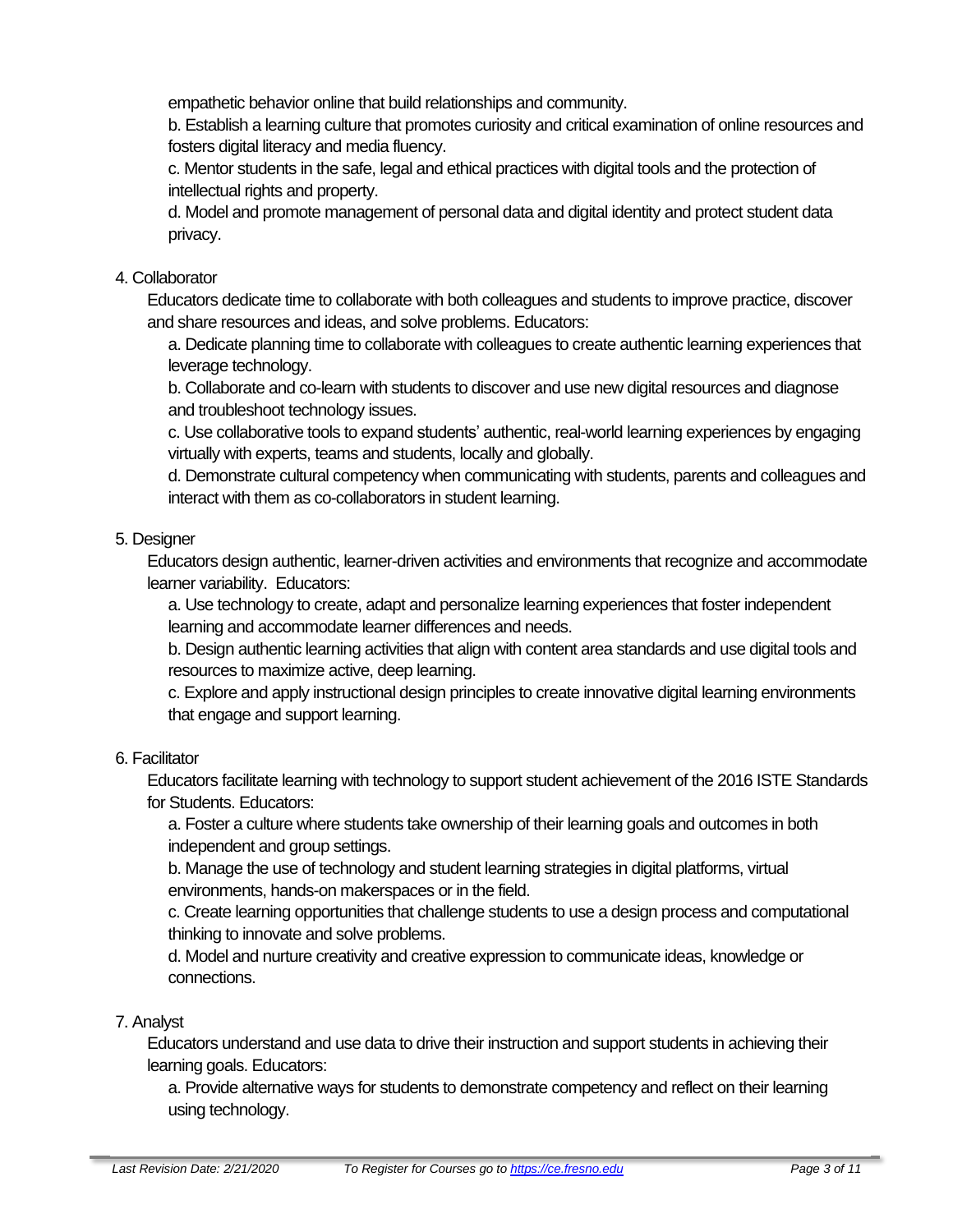empathetic behavior online that build relationships and community.

b. Establish a learning culture that promotes curiosity and critical examination of online resources and fosters digital literacy and media fluency.

c. Mentor students in the safe, legal and ethical practices with digital tools and the protection of intellectual rights and property.

d. Model and promote management of personal data and digital identity and protect student data privacy.

4. Collaborator

Educators dedicate time to collaborate with both colleagues and students to improve practice, discover and share resources and ideas, and solve problems. Educators:

a. Dedicate planning time to collaborate with colleagues to create authentic learning experiences that leverage technology.

b. Collaborate and co-learn with students to discover and use new digital resources and diagnose and troubleshoot technology issues.

c. Use collaborative tools to expand students' authentic, real-world learning experiences by engaging virtually with experts, teams and students, locally and globally.

d. Demonstrate cultural competency when communicating with students, parents and colleagues and interact with them as co-collaborators in student learning.

5. Designer

Educators design authentic, learner-driven activities and environments that recognize and accommodate learner variability. Educators:

a. Use technology to create, adapt and personalize learning experiences that foster independent learning and accommodate learner differences and needs.

b. Design authentic learning activities that align with content area standards and use digital tools and resources to maximize active, deep learning.

c. Explore and apply instructional design principles to create innovative digital learning environments that engage and support learning.

6. Facilitator

Educators facilitate learning with technology to support student achievement of the 2016 ISTE Standards for Students. Educators:

a. Foster a culture where students take ownership of their learning goals and outcomes in both independent and group settings.

b. Manage the use of technology and student learning strategies in digital platforms, virtual environments, hands-on makerspaces or in the field.

c. Create learning opportunities that challenge students to use a design process and computational thinking to innovate and solve problems.

d. Model and nurture creativity and creative expression to communicate ideas, knowledge or connections.

7. Analyst

Educators understand and use data to drive their instruction and support students in achieving their learning goals. Educators:

a. Provide alternative ways for students to demonstrate competency and reflect on their learning using technology.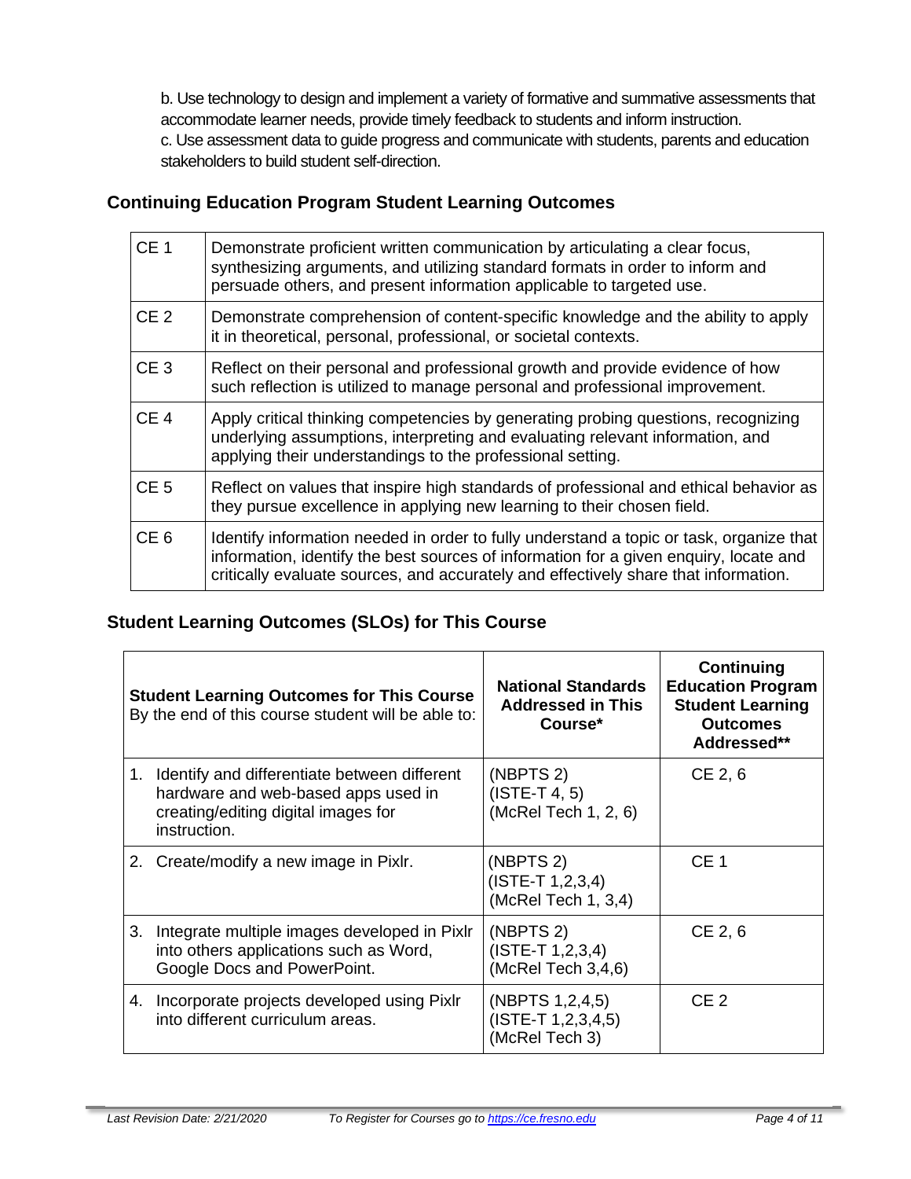b. Use technology to design and implement a variety of formative and summative assessments that accommodate learner needs, provide timely feedback to students and inform instruction.
c. Use assessment data to guide progress and communicate with students, parents and education stakeholders to build student self-direction.

## Continuing Education Program Student Learning Outcomes

| | |
|---|---|
| CE 1 | Demonstrate proficient written communication by articulating a clear focus, synthesizing arguments, and utilizing standard formats in order to inform and persuade others, and present information applicable to targeted use. |
| CE 2 | Demonstrate comprehension of content-specific knowledge and the ability to apply it in theoretical, personal, professional, or societal contexts. |
| CE 3 | Reflect on their personal and professional growth and provide evidence of how such reflection is utilized to manage personal and professional improvement. |
| CE 4 | Apply critical thinking competencies by generating probing questions, recognizing underlying assumptions, interpreting and evaluating relevant information, and applying their understandings to the professional setting. |
| CE 5 | Reflect on values that inspire high standards of professional and ethical behavior as they pursue excellence in applying new learning to their chosen field. |
| CE 6 | Identify information needed in order to fully understand a topic or task, organize that information, identify the best sources of information for a given enquiry, locate and critically evaluate sources, and accurately and effectively share that information. |

## Student Learning Outcomes (SLOs) for This Course

| **Student Learning Outcomes for This Course** By the end of this course student will be able to: | **National Standards Addressed in This Course*** | **Continuing Education Program Student Learning Outcomes Addressed**** |
|---|---|---|
| 1. Identify and differentiate between different hardware and web-based apps used in creating/editing digital images for instruction. | (NBPTS 2) (ISTE-T 4, 5) (McRel Tech 1, 2, 6) | CE 2, 6 |
| 2. Create/modify a new image in Pixlr. | (NBPTS 2) (ISTE-T 1,2,3,4) (McRel Tech 1, 3,4) | CE 1 |
| 3. Integrate multiple images developed in Pixlr into others applications such as Word, Google Docs and PowerPoint. | (NBPTS 2) (ISTE-T 1,2,3,4) (McRel Tech 3,4,6) | CE 2, 6 |
| 4. Incorporate projects developed using Pixlr into different curriculum areas. | (NBPTS 1,2,4,5) (ISTE-T 1,2,3,4,5) (McRel Tech 3) | CE 2 |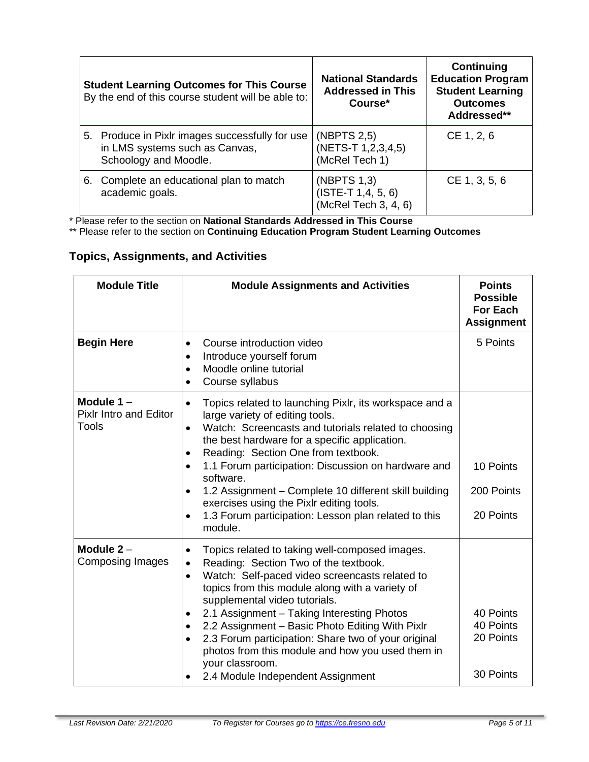| **Student Learning Outcomes for This Course** By the end of this course student will be able to: | **National Standards Addressed in This Course*** | **Continuing Education Program Student Learning Outcomes Addressed**** |
|---|---|---|
| 5. Produce in Pixlr images successfully for use in LMS systems such as Canvas, Schoology and Moodle. | (NBPTS 2,5) (NETS-T 1,2,3,4,5) (McRel Tech 1) | CE 1, 2, 6 |
| 6. Complete an educational plan to match academic goals. | (NBPTS 1,3) (ISTE-T 1,4, 5, 6) (McRel Tech 3, 4, 6) | CE 1, 3, 5, 6 |

* Please refer to the section on **National Standards Addressed in This Course**

** Please refer to the section on **Continuing Education Program Student Learning Outcomes**

## Topics, Assignments, and Activities

| Module Title | Module Assignments and Activities | Points Possible For Each Assignment |
|---|---|---|
| **Begin Here** | • Course introduction video<br>• Introduce yourself forum<br>• Moodle online tutorial<br>• Course syllabus | 5 Points |
| **Module 1** – Pixlr Intro and Editor Tools | • Topics related to launching Pixlr, its workspace and a large variety of editing tools.<br>• Watch: Screencasts and tutorials related to choosing the best hardware for a specific application.<br>• Reading: Section One from textbook.<br>• 1.1 Forum participation: Discussion on hardware and software.<br>• 1.2 Assignment – Complete 10 different skill building exercises using the Pixlr editing tools.<br>• 1.3 Forum participation: Lesson plan related to this module. | 10 Points<br>200 Points<br>20 Points |
| **Module 2** – Composing Images | • Topics related to taking well-composed images.<br>• Reading: Section Two of the textbook.<br>• Watch: Self-paced video screencasts related to topics from this module along with a variety of supplemental video tutorials.<br>• 2.1 Assignment – Taking Interesting Photos<br>• 2.2 Assignment – Basic Photo Editing With Pixlr<br>• 2.3 Forum participation: Share two of your original photos from this module and how you used them in your classroom.<br>• 2.4 Module Independent Assignment | 40 Points<br>40 Points<br>20 Points<br>30 Points |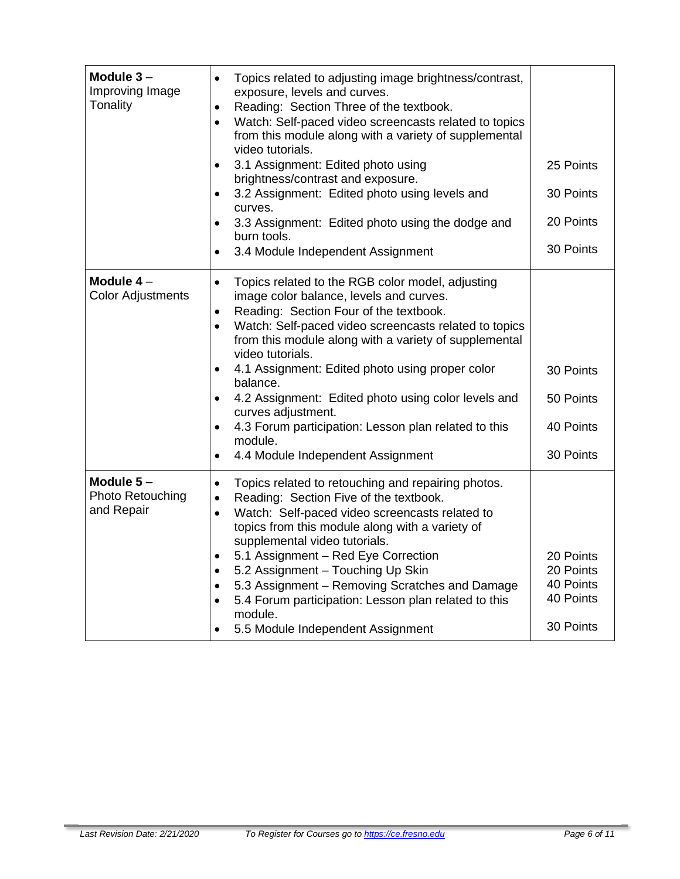| **Module 3** – Improving Image Tonality | <ul><li>Topics related to adjusting image brightness/contrast, exposure, levels and curves.</li><li>Reading: Section Three of the textbook.</li><li>Watch: Self-paced video screencasts related to topics from this module along with a variety of supplemental video tutorials.</li><li>3.1 Assignment: Edited photo using brightness/contrast and exposure.</li><li>3.2 Assignment: Edited photo using levels and curves.</li><li>3.3 Assignment: Edited photo using the dodge and burn tools.</li><li>3.4 Module Independent Assignment</li></ul> | 25 Points<br>30 Points<br>20 Points<br>30 Points |
|---|---|---|
| **Module 4** – Color Adjustments | <ul><li>Topics related to the RGB color model, adjusting image color balance, levels and curves.</li><li>Reading: Section Four of the textbook.</li><li>Watch: Self-paced video screencasts related to topics from this module along with a variety of supplemental video tutorials.</li><li>4.1 Assignment: Edited photo using proper color balance.</li><li>4.2 Assignment: Edited photo using color levels and curves adjustment.</li><li>4.3 Forum participation: Lesson plan related to this module.</li><li>4.4 Module Independent Assignment</li></ul> | 30 Points<br>50 Points<br>40 Points<br>30 Points |
| **Module 5** – Photo Retouching and Repair | <ul><li>Topics related to retouching and repairing photos.</li><li>Reading: Section Five of the textbook.</li><li>Watch: Self-paced video screencasts related to topics from this module along with a variety of supplemental video tutorials.</li><li>5.1 Assignment – Red Eye Correction</li><li>5.2 Assignment – Touching Up Skin</li><li>5.3 Assignment – Removing Scratches and Damage</li><li>5.4 Forum participation: Lesson plan related to this module.</li><li>5.5 Module Independent Assignment</li></ul> | 20 Points<br>20 Points<br>40 Points<br>40 Points<br>30 Points |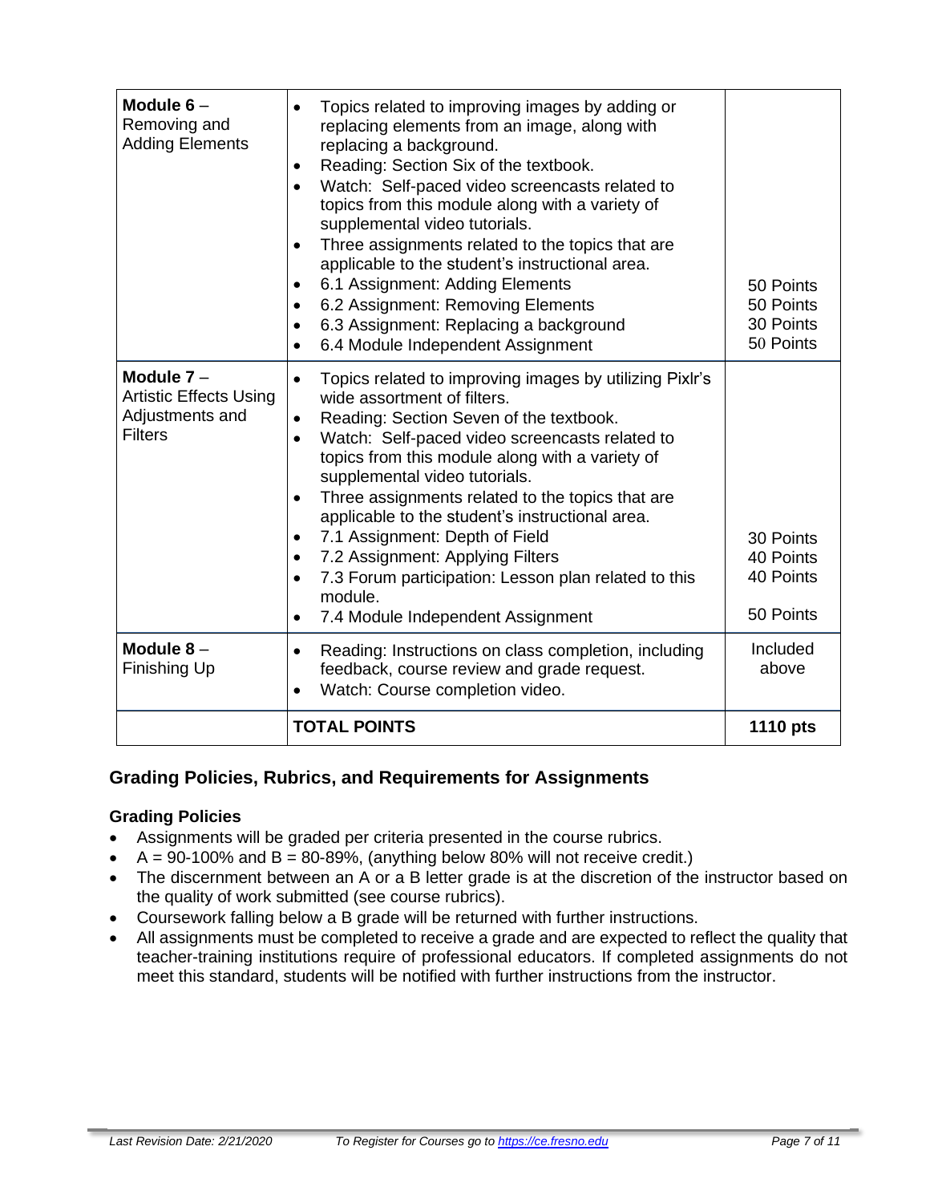| | | |
|---|---|---|
| **Module 6** – Removing and Adding Elements | • Topics related to improving images by adding or replacing elements from an image, along with replacing a background.<br>• Reading: Section Six of the textbook.<br>• Watch: Self-paced video screencasts related to topics from this module along with a variety of supplemental video tutorials.<br>• Three assignments related to the topics that are applicable to the student's instructional area.<br>• 6.1 Assignment: Adding Elements<br>• 6.2 Assignment: Removing Elements<br>• 6.3 Assignment: Replacing a background<br>• 6.4 Module Independent Assignment | 50 Points<br>50 Points<br>30 Points<br>50 Points |
| **Module 7** – Artistic Effects Using Adjustments and Filters | • Topics related to improving images by utilizing Pixlr's wide assortment of filters.<br>• Reading: Section Seven of the textbook.<br>• Watch: Self-paced video screencasts related to topics from this module along with a variety of supplemental video tutorials.<br>• Three assignments related to the topics that are applicable to the student's instructional area.<br>• 7.1 Assignment: Depth of Field<br>• 7.2 Assignment: Applying Filters<br>• 7.3 Forum participation: Lesson plan related to this module.<br>• 7.4 Module Independent Assignment | 30 Points<br>40 Points<br>40 Points<br>50 Points |
| **Module 8** – Finishing Up | • Reading: Instructions on class completion, including feedback, course review and grade request.<br>• Watch: Course completion video. | Included above |
| | **TOTAL POINTS** | **1110 pts** |

## Grading Policies, Rubrics, and Requirements for Assignments

### Grading Policies

- Assignments will be graded per criteria presented in the course rubrics.
- A = 90-100% and B = 80-89%, (anything below 80% will not receive credit.)
- The discernment between an A or a B letter grade is at the discretion of the instructor based on the quality of work submitted (see course rubrics).
- Coursework falling below a B grade will be returned with further instructions.
- All assignments must be completed to receive a grade and are expected to reflect the quality that teacher-training institutions require of professional educators. If completed assignments do not meet this standard, students will be notified with further instructions from the instructor.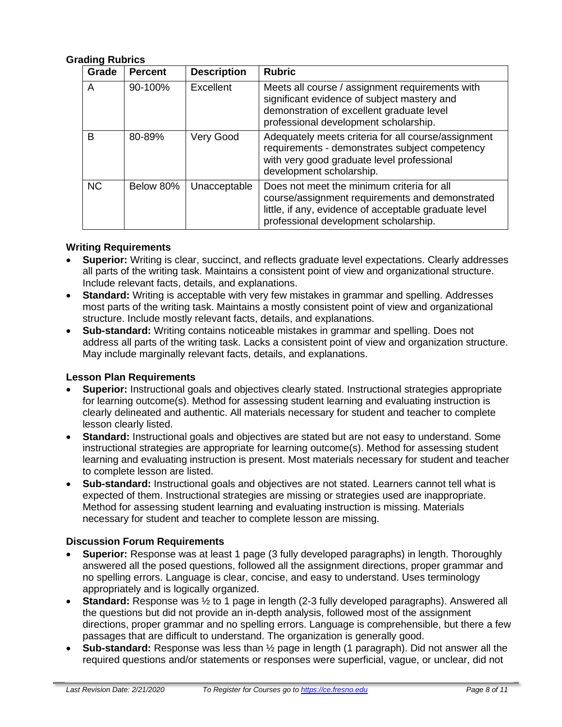### Grading Rubrics

| Grade | Percent | Description | Rubric |
|---|---|---|---|
| A | 90-100% | Excellent | Meets all course / assignment requirements with significant evidence of subject mastery and demonstration of excellent graduate level professional development scholarship. |
| B | 80-89% | Very Good | Adequately meets criteria for all course/assignment requirements - demonstrates subject competency with very good graduate level professional development scholarship. |
| NC | Below 80% | Unacceptable | Does not meet the minimum criteria for all course/assignment requirements and demonstrated little, if any, evidence of acceptable graduate level professional development scholarship. |

### Writing Requirements

- **Superior:** Writing is clear, succinct, and reflects graduate level expectations. Clearly addresses all parts of the writing task. Maintains a consistent point of view and organizational structure. Include relevant facts, details, and explanations.
- **Standard:** Writing is acceptable with very few mistakes in grammar and spelling. Addresses most parts of the writing task. Maintains a mostly consistent point of view and organizational structure. Include mostly relevant facts, details, and explanations.
- **Sub-standard:** Writing contains noticeable mistakes in grammar and spelling. Does not address all parts of the writing task. Lacks a consistent point of view and organization structure. May include marginally relevant facts, details, and explanations.

### Lesson Plan Requirements

- **Superior:** Instructional goals and objectives clearly stated. Instructional strategies appropriate for learning outcome(s). Method for assessing student learning and evaluating instruction is clearly delineated and authentic. All materials necessary for student and teacher to complete lesson clearly listed.
- **Standard:** Instructional goals and objectives are stated but are not easy to understand. Some instructional strategies are appropriate for learning outcome(s). Method for assessing student learning and evaluating instruction is present. Most materials necessary for student and teacher to complete lesson are listed.
- **Sub-standard:** Instructional goals and objectives are not stated. Learners cannot tell what is expected of them. Instructional strategies are missing or strategies used are inappropriate. Method for assessing student learning and evaluating instruction is missing. Materials necessary for student and teacher to complete lesson are missing.

### Discussion Forum Requirements

- **Superior:** Response was at least 1 page (3 fully developed paragraphs) in length. Thoroughly answered all the posed questions, followed all the assignment directions, proper grammar and no spelling errors. Language is clear, concise, and easy to understand. Uses terminology appropriately and is logically organized.
- **Standard:** Response was ½ to 1 page in length (2-3 fully developed paragraphs). Answered all the questions but did not provide an in-depth analysis, followed most of the assignment directions, proper grammar and no spelling errors. Language is comprehensible, but there a few passages that are difficult to understand. The organization is generally good.
- **Sub-standard:** Response was less than ½ page in length (1 paragraph). Did not answer all the required questions and/or statements or responses were superficial, vague, or unclear, did not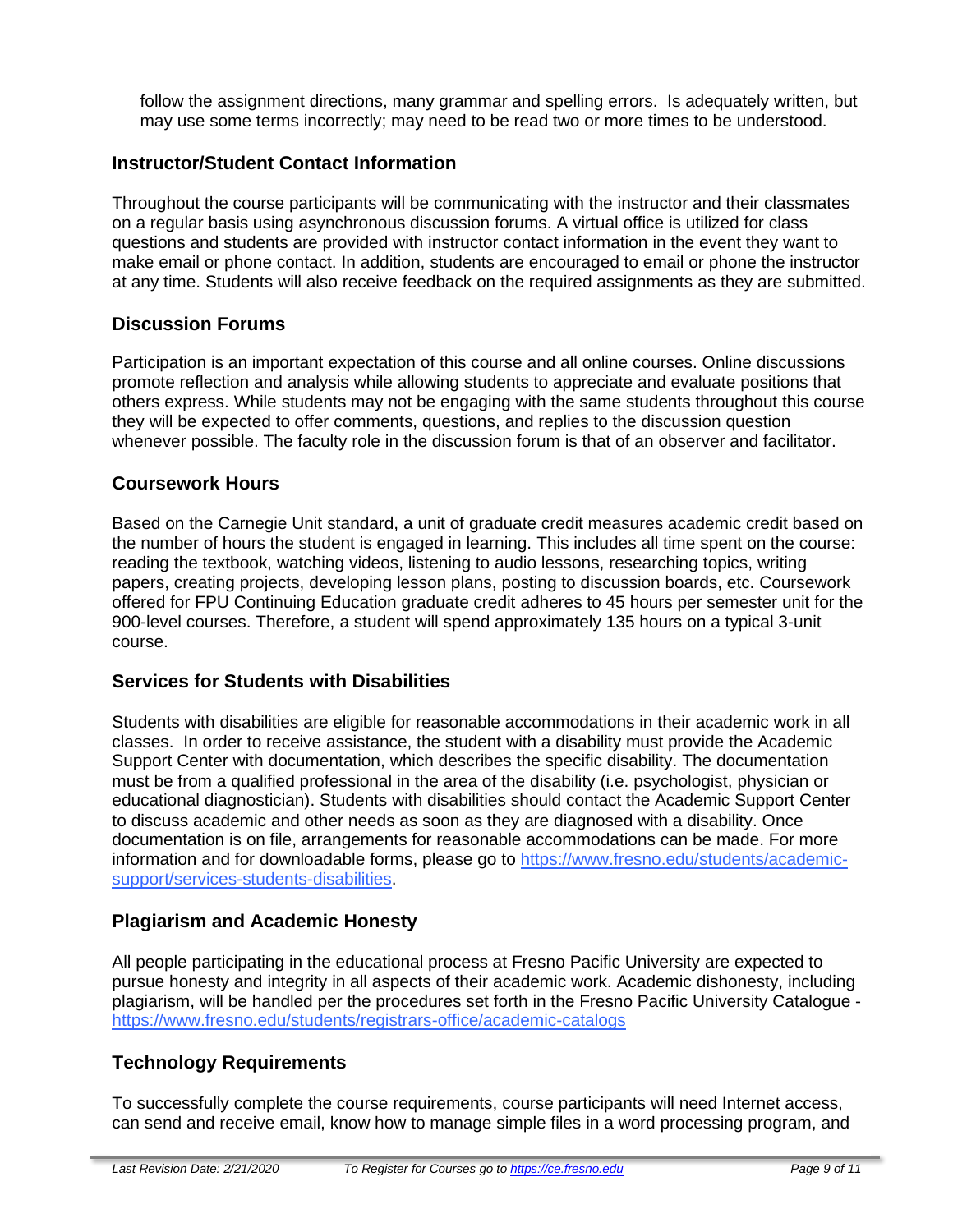follow the assignment directions, many grammar and spelling errors. Is adequately written, but may use some terms incorrectly; may need to be read two or more times to be understood.

## Instructor/Student Contact Information

Throughout the course participants will be communicating with the instructor and their classmates on a regular basis using asynchronous discussion forums. A virtual office is utilized for class questions and students are provided with instructor contact information in the event they want to make email or phone contact. In addition, students are encouraged to email or phone the instructor at any time. Students will also receive feedback on the required assignments as they are submitted.

## Discussion Forums

Participation is an important expectation of this course and all online courses. Online discussions promote reflection and analysis while allowing students to appreciate and evaluate positions that others express. While students may not be engaging with the same students throughout this course they will be expected to offer comments, questions, and replies to the discussion question whenever possible. The faculty role in the discussion forum is that of an observer and facilitator.

## Coursework Hours

Based on the Carnegie Unit standard, a unit of graduate credit measures academic credit based on the number of hours the student is engaged in learning. This includes all time spent on the course: reading the textbook, watching videos, listening to audio lessons, researching topics, writing papers, creating projects, developing lesson plans, posting to discussion boards, etc. Coursework offered for FPU Continuing Education graduate credit adheres to 45 hours per semester unit for the 900-level courses. Therefore, a student will spend approximately 135 hours on a typical 3-unit course.

## Services for Students with Disabilities

Students with disabilities are eligible for reasonable accommodations in their academic work in all classes. In order to receive assistance, the student with a disability must provide the Academic Support Center with documentation, which describes the specific disability. The documentation must be from a qualified professional in the area of the disability (i.e. psychologist, physician or educational diagnostician). Students with disabilities should contact the Academic Support Center to discuss academic and other needs as soon as they are diagnosed with a disability. Once documentation is on file, arrangements for reasonable accommodations can be made. For more information and for downloadable forms, please go to [https://www.fresno.edu/students/academic-support/services-students-disabilities](https://www.fresno.edu/students/academic-support/services-students-disabilities).

## Plagiarism and Academic Honesty

All people participating in the educational process at Fresno Pacific University are expected to pursue honesty and integrity in all aspects of their academic work. Academic dishonesty, including plagiarism, will be handled per the procedures set forth in the Fresno Pacific University Catalogue - [https://www.fresno.edu/students/registrars-office/academic-catalogs](https://www.fresno.edu/students/registrars-office/academic-catalogs)

## Technology Requirements

To successfully complete the course requirements, course participants will need Internet access, can send and receive email, know how to manage simple files in a word processing program, and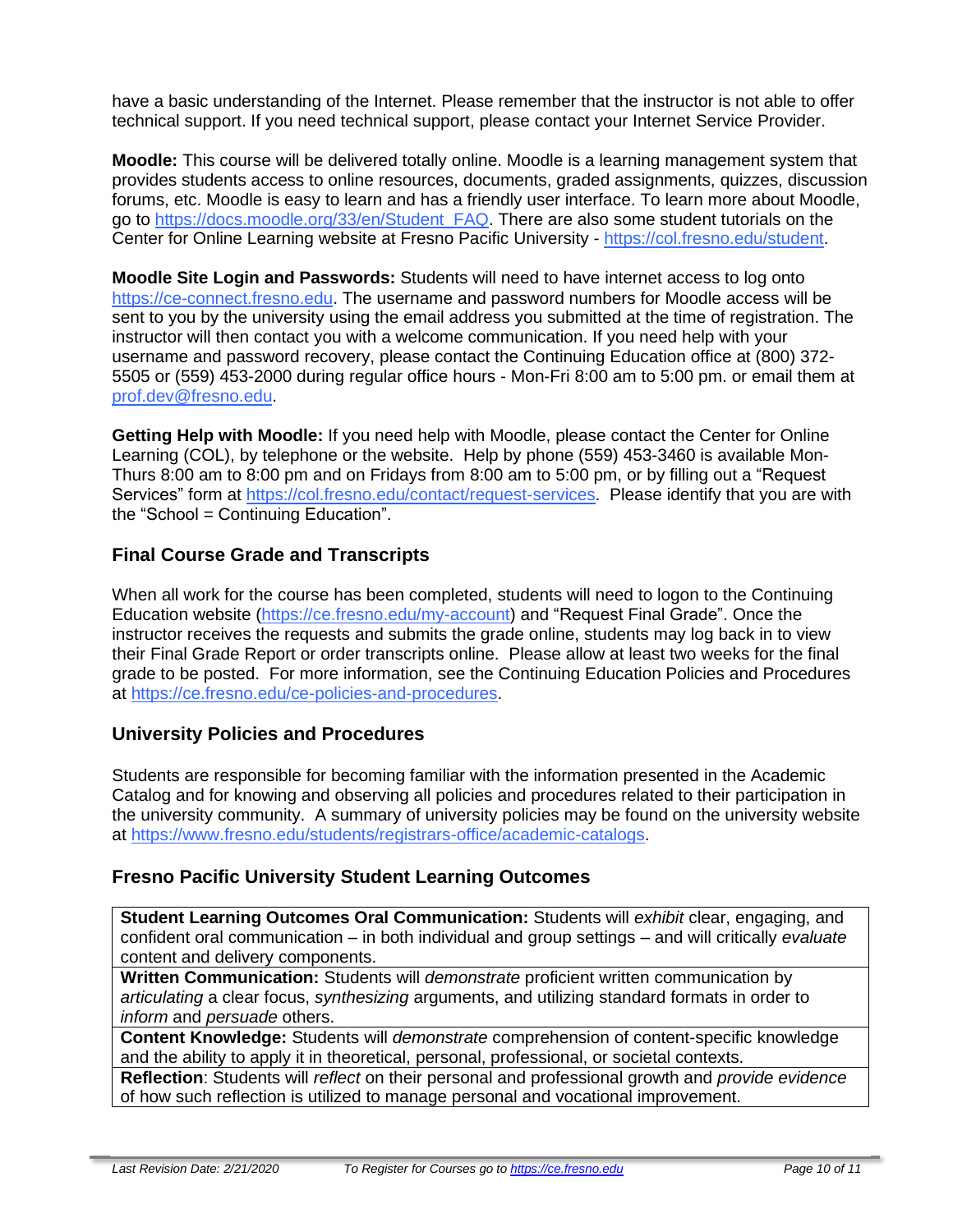have a basic understanding of the Internet. Please remember that the instructor is not able to offer technical support. If you need technical support, please contact your Internet Service Provider.

**Moodle:** This course will be delivered totally online. Moodle is a learning management system that provides students access to online resources, documents, graded assignments, quizzes, discussion forums, etc. Moodle is easy to learn and has a friendly user interface. To learn more about Moodle, go to https://docs.moodle.org/33/en/Student_FAQ. There are also some student tutorials on the Center for Online Learning website at Fresno Pacific University - https://col.fresno.edu/student.

**Moodle Site Login and Passwords:** Students will need to have internet access to log onto https://ce-connect.fresno.edu. The username and password numbers for Moodle access will be sent to you by the university using the email address you submitted at the time of registration. The instructor will then contact you with a welcome communication. If you need help with your username and password recovery, please contact the Continuing Education office at (800) 372-5505 or (559) 453-2000 during regular office hours - Mon-Fri 8:00 am to 5:00 pm. or email them at prof.dev@fresno.edu.

**Getting Help with Moodle:** If you need help with Moodle, please contact the Center for Online Learning (COL), by telephone or the website. Help by phone (559) 453-3460 is available Mon-Thurs 8:00 am to 8:00 pm and on Fridays from 8:00 am to 5:00 pm, or by filling out a "Request Services" form at https://col.fresno.edu/contact/request-services. Please identify that you are with the "School = Continuing Education".

## Final Course Grade and Transcripts

When all work for the course has been completed, students will need to logon to the Continuing Education website (https://ce.fresno.edu/my-account) and "Request Final Grade". Once the instructor receives the requests and submits the grade online, students may log back in to view their Final Grade Report or order transcripts online. Please allow at least two weeks for the final grade to be posted. For more information, see the Continuing Education Policies and Procedures at https://ce.fresno.edu/ce-policies-and-procedures.

## University Policies and Procedures

Students are responsible for becoming familiar with the information presented in the Academic Catalog and for knowing and observing all policies and procedures related to their participation in the university community. A summary of university policies may be found on the university website at https://www.fresno.edu/students/registrars-office/academic-catalogs.

## Fresno Pacific University Student Learning Outcomes

| |
|---|
| **Student Learning Outcomes Oral Communication:** Students will *exhibit* clear, engaging, and confident oral communication – in both individual and group settings – and will critically *evaluate* content and delivery components. |
| **Written Communication:** Students will *demonstrate* proficient written communication by *articulating* a clear focus, *synthesizing* arguments, and utilizing standard formats in order to *inform* and *persuade* others. |
| **Content Knowledge:** Students will *demonstrate* comprehension of content-specific knowledge and the ability to apply it in theoretical, personal, professional, or societal contexts. |
| **Reflection**: Students will *reflect* on their personal and professional growth and *provide evidence* of how such reflection is utilized to manage personal and vocational improvement. |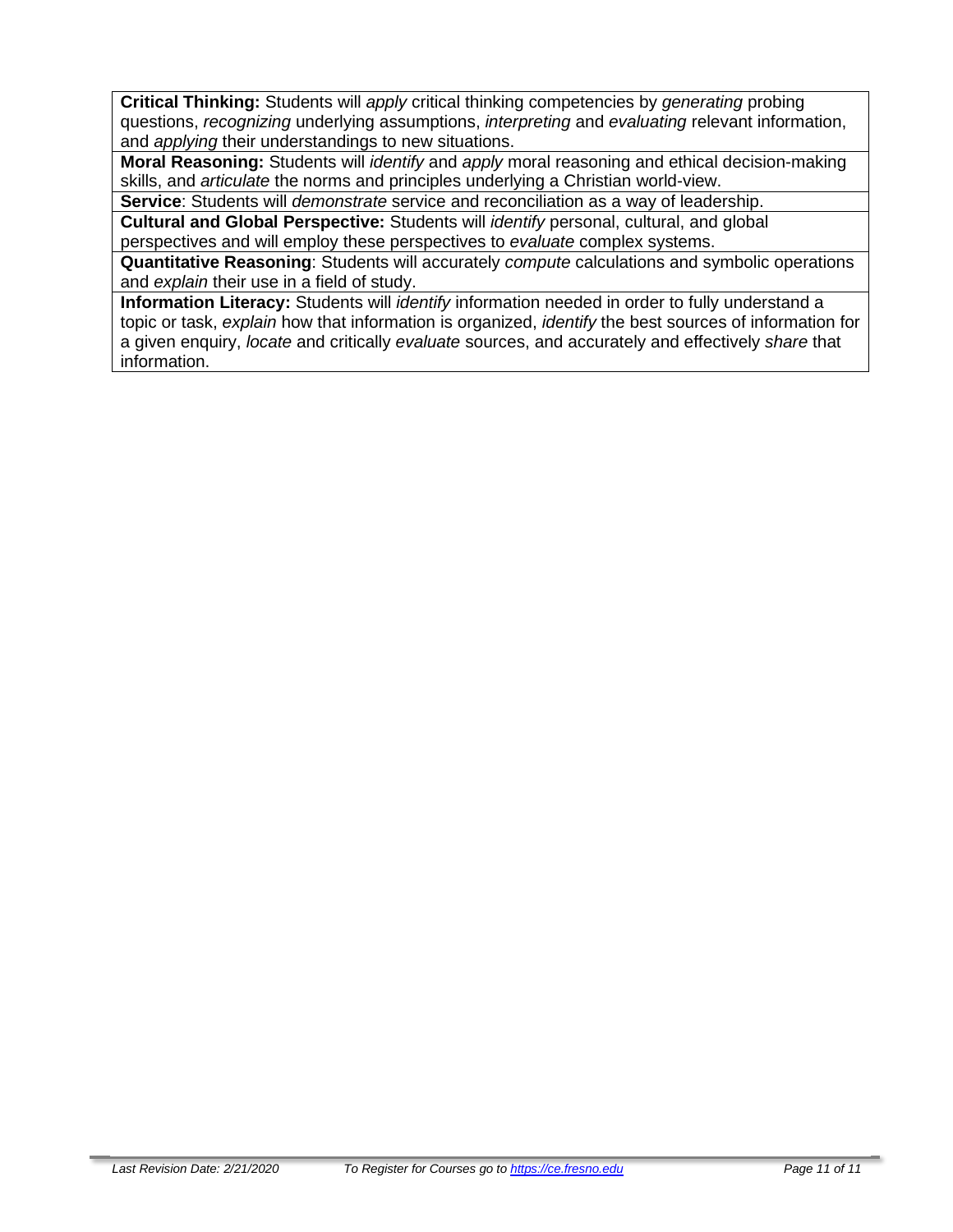| |
| --- |
| **Critical Thinking:** Students will *apply* critical thinking competencies by *generating* probing questions, *recognizing* underlying assumptions, *interpreting* and *evaluating* relevant information, and *applying* their understandings to new situations. |
| **Moral Reasoning:** Students will *identify* and *apply* moral reasoning and ethical decision-making skills, and *articulate* the norms and principles underlying a Christian world-view. |
| **Service**: Students will *demonstrate* service and reconciliation as a way of leadership. |
| **Cultural and Global Perspective:** Students will *identify* personal, cultural, and global perspectives and will employ these perspectives to *evaluate* complex systems. |
| **Quantitative Reasoning**: Students will accurately *compute* calculations and symbolic operations and *explain* their use in a field of study. |
| **Information Literacy:** Students will *identify* information needed in order to fully understand a topic or task, *explain* how that information is organized, *identify* the best sources of information for a given enquiry, *locate* and critically *evaluate* sources, and accurately and effectively *share* that information. |